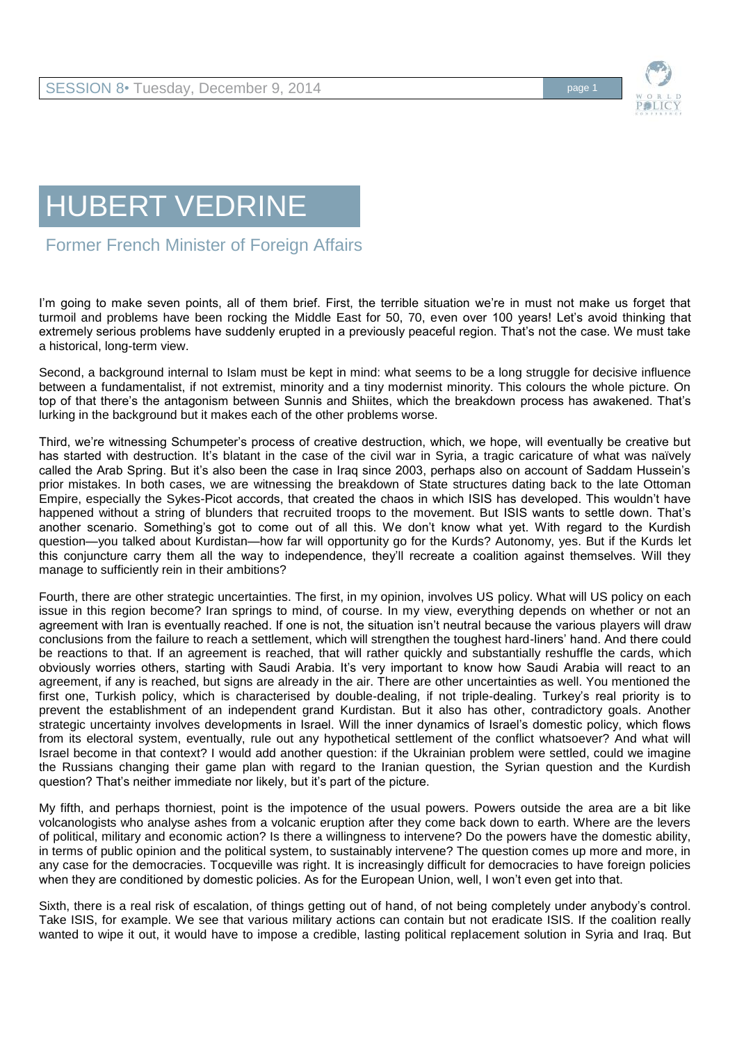# HUBERT VEDRINE

## Former French Minister of Foreign Affairs

I'm going to make seven points, all of them brief. First, the terrible situation we're in must not make us forget that turmoil and problems have been rocking the Middle East for 50, 70, even over 100 years! Let's avoid thinking that extremely serious problems have suddenly erupted in a previously peaceful region. That's not the case. We must take a historical, long-term view.

Second, a background internal to Islam must be kept in mind: what seems to be a long struggle for decisive influence between a fundamentalist, if not extremist, minority and a tiny modernist minority. This colours the whole picture. On top of that there's the antagonism between Sunnis and Shiites, which the breakdown process has awakened. That's lurking in the background but it makes each of the other problems worse.

Third, we're witnessing Schumpeter's process of creative destruction, which, we hope, will eventually be creative but has started with destruction. It's blatant in the case of the civil war in Syria, a tragic caricature of what was naïvely called the Arab Spring. But it's also been the case in Iraq since 2003, perhaps also on account of Saddam Hussein's prior mistakes. In both cases, we are witnessing the breakdown of State structures dating back to the late Ottoman Empire, especially the Sykes-Picot accords, that created the chaos in which ISIS has developed. This wouldn't have happened without a string of blunders that recruited troops to the movement. But ISIS wants to settle down. That's another scenario. Something's got to come out of all this. We don't know what yet. With regard to the Kurdish question—you talked about Kurdistan—how far will opportunity go for the Kurds? Autonomy, yes. But if the Kurds let this conjuncture carry them all the way to independence, they'll recreate a coalition against themselves. Will they manage to sufficiently rein in their ambitions?

Fourth, there are other strategic uncertainties. The first, in my opinion, involves US policy. What will US policy on each issue in this region become? Iran springs to mind, of course. In my view, everything depends on whether or not an agreement with Iran is eventually reached. If one is not, the situation isn't neutral because the various players will draw conclusions from the failure to reach a settlement, which will strengthen the toughest hard-liners' hand. And there could be reactions to that. If an agreement is reached, that will rather quickly and substantially reshuffle the cards, which obviously worries others, starting with Saudi Arabia. It's very important to know how Saudi Arabia will react to an agreement, if any is reached, but signs are already in the air. There are other uncertainties as well. You mentioned the first one, Turkish policy, which is characterised by double-dealing, if not triple-dealing. Turkey's real priority is to prevent the establishment of an independent grand Kurdistan. But it also has other, contradictory goals. Another strategic uncertainty involves developments in Israel. Will the inner dynamics of Israel's domestic policy, which flows from its electoral system, eventually, rule out any hypothetical settlement of the conflict whatsoever? And what will Israel become in that context? I would add another question: if the Ukrainian problem were settled, could we imagine the Russians changing their game plan with regard to the Iranian question, the Syrian question and the Kurdish question? That's neither immediate nor likely, but it's part of the picture.

My fifth, and perhaps thorniest, point is the impotence of the usual powers. Powers outside the area are a bit like volcanologists who analyse ashes from a volcanic eruption after they come back down to earth. Where are the levers of political, military and economic action? Is there a willingness to intervene? Do the powers have the domestic ability, in terms of public opinion and the political system, to sustainably intervene? The question comes up more and more, in any case for the democracies. Tocqueville was right. It is increasingly difficult for democracies to have foreign policies when they are conditioned by domestic policies. As for the European Union, well, I won't even get into that.

Sixth, there is a real risk of escalation, of things getting out of hand, of not being completely under anybody's control. Take ISIS, for example. We see that various military actions can contain but not eradicate ISIS. If the coalition really wanted to wipe it out, it would have to impose a credible, lasting political replacement solution in Syria and Iraq. But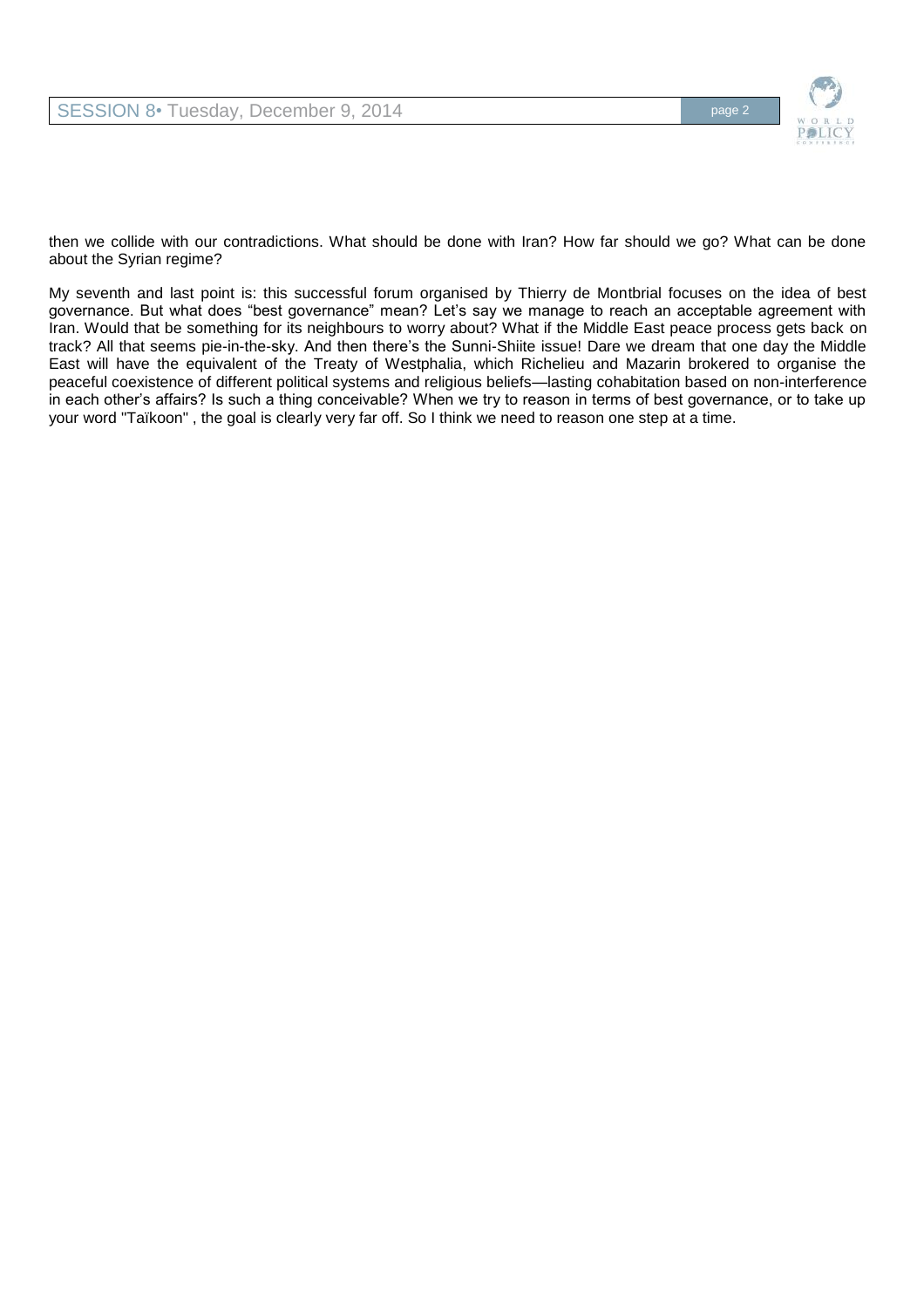then we collide with our contradictions. What should be done with Iran? How far should we go? What can be done about the Syrian regime?

My seventh and last point is: this successful forum organised by Thierry de Montbrial focuses on the idea of best governance. But what does “best governance” mean? Let’s say we manage to reach an acceptable agreement with Iran. Would that be something for its neighbours to worry about? What if the Middle East peace process gets back on track? All that seems pie-in-the-sky. And then there’s the Sunni-Shiite issue! Dare we dream that one day the Middle East will have the equivalent of the Treaty of Westphalia, which Richelieu and Mazarin brokered to organise the peaceful coexistence of different political systems and religious beliefs—lasting cohabitation based on non-interference in each other’s affairs? Is such a thing conceivable? When we try to reason in terms of best governance, or to take up your word "Taïkoon" , the goal is clearly very far off. So I think we need to reason one step at a time.